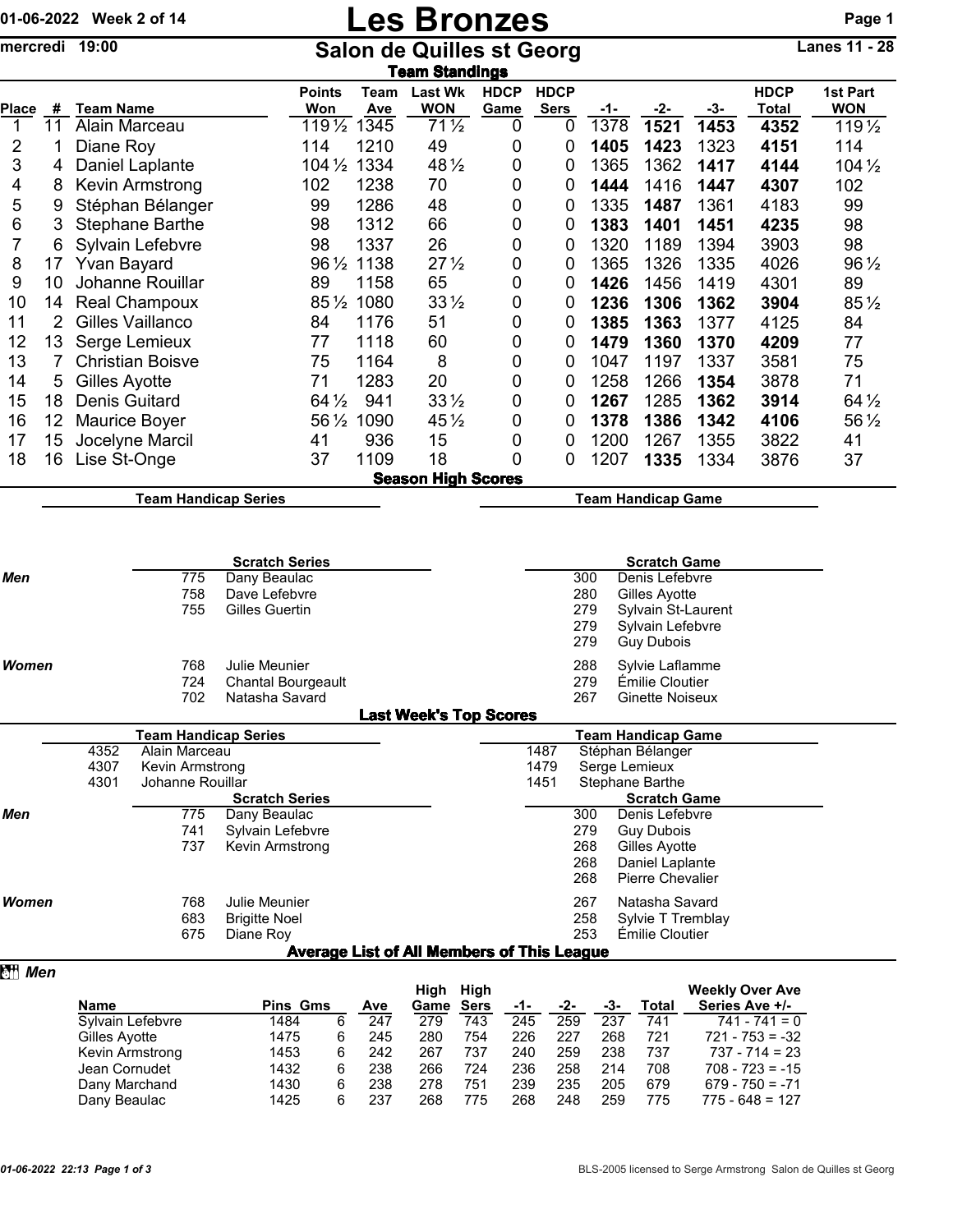01-06-2022 Week 2 of 14

# Les Bronzes

mercredi 19:00

## Salon de Quilles st Georg

Lanes 11 - 28

### Team Standings

| Place | # | Team Name | Points Won | Team Ave | Last Wk WON | HDCP Game | HDCP Sers | -1- | -2- | -3- | HDCP Total | 1st Part WON |
|---|---|---|---|---|---|---|---|---|---|---|---|---|
| 1 | 11 | Alain Marceau | 119½ | 1345 | 71½ | 0 | 0 | 1378 | **1521** | **1453** | **4352** | 119½ |
| 2 | 1 | Diane Roy | 114 | 1210 | 49 | 0 | 0 | **1405** | **1423** | 1323 | **4151** | 114 |
| 3 | 4 | Daniel Laplante | 104½ | 1334 | 48½ | 0 | 0 | 1365 | 1362 | **1417** | **4144** | 104½ |
| 4 | 8 | Kevin Armstrong | 102 | 1238 | 70 | 0 | 0 | **1444** | 1416 | **1447** | **4307** | 102 |
| 5 | 9 | Stéphan Bélanger | 99 | 1286 | 48 | 0 | 0 | 1335 | **1487** | 1361 | 4183 | 99 |
| 6 | 3 | Stephane Barthe | 98 | 1312 | 66 | 0 | 0 | **1383** | **1401** | **1451** | **4235** | 98 |
| 7 | 6 | Sylvain Lefebvre | 98 | 1337 | 26 | 0 | 0 | 1320 | 1189 | 1394 | 3903 | 98 |
| 8 | 17 | Yvan Bayard | 96½ | 1138 | 27½ | 0 | 0 | 1365 | 1326 | 1335 | 4026 | 96½ |
| 9 | 10 | Johanne Rouillar | 89 | 1158 | 65 | 0 | 0 | **1426** | 1456 | 1419 | 4301 | 89 |
| 10 | 14 | Real Champoux | 85½ | 1080 | 33½ | 0 | 0 | **1236** | **1306** | **1362** | **3904** | 85½ |
| 11 | 2 | Gilles Vaillanco | 84 | 1176 | 51 | 0 | 0 | **1385** | **1363** | 1377 | 4125 | 84 |
| 12 | 13 | Serge Lemieux | 77 | 1118 | 60 | 0 | 0 | **1479** | **1360** | **1370** | **4209** | 77 |
| 13 | 7 | Christian Boisve | 75 | 1164 | 8 | 0 | 0 | 1047 | 1197 | 1337 | 3581 | 75 |
| 14 | 5 | Gilles Ayotte | 71 | 1283 | 20 | 0 | 0 | 1258 | 1266 | **1354** | 3878 | 71 |
| 15 | 18 | Denis Guitard | 64½ | 941 | 33½ | 0 | 0 | **1267** | 1285 | **1362** | **3914** | 64½ |
| 16 | 12 | Maurice Boyer | 56½ | 1090 | 45½ | 0 | 0 | **1378** | **1386** | **1342** | **4106** | 56½ |
| 17 | 15 | Jocelyne Marcil | 41 | 936 | 15 | 0 | 0 | 1200 | 1267 | 1355 | 3822 | 41 |
| 18 | 16 | Lise St-Onge | 37 | 1109 | 18 | 0 | 0 | 1207 | **1335** | 1334 | 3876 | 37 |

### Season High Scores

**Team Handicap Series** | **Team Handicap Game**

**Scratch Series**

| | Score | Name |
|---|---|---|
| *Men* | 775 | Dany Beaulac |
| | 758 | Dave Lefebvre |
| | 755 | Gilles Guertin |
| *Women* | 768 | Julie Meunier |
| | 724 | Chantal Bourgeault |
| | 702 | Natasha Savard |

**Scratch Game**

| | Score | Name |
|---|---|---|
| *Men* | 300 | Denis Lefebvre |
| | 280 | Gilles Ayotte |
| | 279 | Sylvain St-Laurent |
| | 279 | Sylvain Lefebvre |
| | 279 | Guy Dubois |
| *Women* | 288 | Sylvie Laflamme |
| | 279 | Émilie Cloutier |
| | 267 | Ginette Noiseux |

### Last Week's Top Scores

**Team Handicap Series**

| Score | Team |
|---|---|
| 4352 | Alain Marceau |
| 4307 | Kevin Armstrong |
| 4301 | Johanne Rouillar |

**Team Handicap Game**

| Score | Team |
|---|---|
| 1487 | Stéphan Bélanger |
| 1479 | Serge Lemieux |
| 1451 | Stephane Barthe |

**Scratch Series**

| | Score | Name |
|---|---|---|
| *Men* | 775 | Dany Beaulac |
| | 741 | Sylvain Lefebvre |
| | 737 | Kevin Armstrong |
| *Women* | 768 | Julie Meunier |
| | 683 | Brigitte Noel |
| | 675 | Diane Roy |

**Scratch Game**

| | Score | Name |
|---|---|---|
| *Men* | 300 | Denis Lefebvre |
| | 279 | Guy Dubois |
| | 268 | Gilles Ayotte |
| | 268 | Daniel Laplante |
| | 268 | Pierre Chevalier |
| *Women* | 267 | Natasha Savard |
| | 258 | Sylvie T Tremblay |
| | 253 | Émilie Cloutier |

### Average List of All Members of This League

*Men*

| Name | Pins | Gms | Ave | High Game | High Sers | -1- | -2- | -3- | Total | Weekly Over Ave Series Ave +/- |
|---|---|---|---|---|---|---|---|---|---|---|
| Sylvain Lefebvre | 1484 | 6 | 247 | 279 | 743 | 245 | 259 | 237 | 741 | 741 - 741 = 0 |
| Gilles Ayotte | 1475 | 6 | 245 | 280 | 754 | 226 | 227 | 268 | 721 | 721 - 753 = -32 |
| Kevin Armstrong | 1453 | 6 | 242 | 267 | 737 | 240 | 259 | 238 | 737 | 737 - 714 = 23 |
| Jean Cornudet | 1432 | 6 | 238 | 266 | 724 | 236 | 258 | 214 | 708 | 708 - 723 = -15 |
| Dany Marchand | 1430 | 6 | 238 | 278 | 751 | 239 | 235 | 205 | 679 | 679 - 750 = -71 |
| Dany Beaulac | 1425 | 6 | 237 | 268 | 775 | 268 | 248 | 259 | 775 | 775 - 648 = 127 |

01-06-2022 22:13

BLS-2005 licensed to Serge Armstrong Salon de Quilles st Georg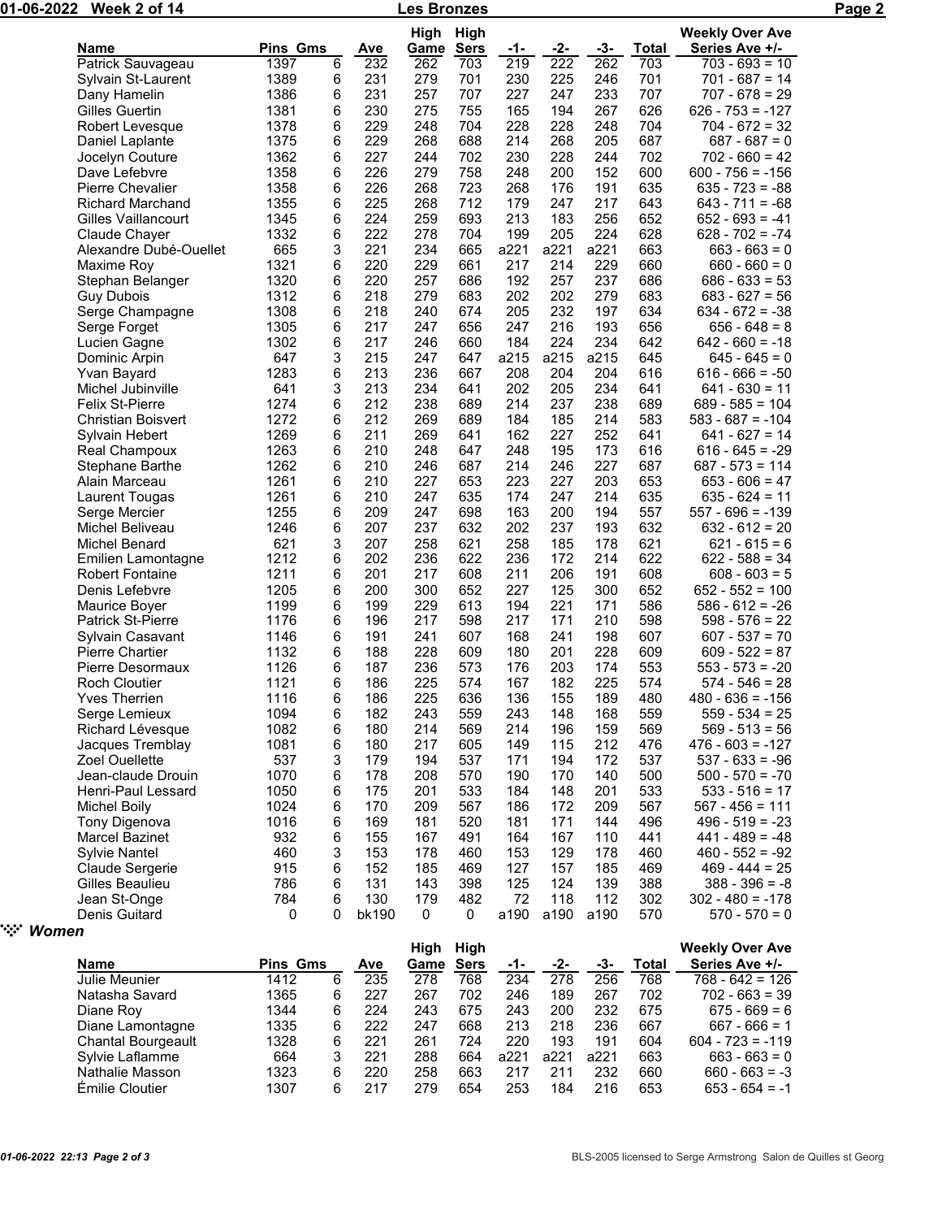| Name | Pins | Gms | Ave | High Game | High Sers | -1- | -2- | -3- | Total | Weekly Over Ave Series Ave +/- |
|---|---|---|---|---|---|---|---|---|---|---|
| Patrick Sauvageau | 1397 | 6 | 232 | 262 | 703 | 219 | 222 | 262 | 703 | 703 - 693 = 10 |
| Sylvain St-Laurent | 1389 | 6 | 231 | 279 | 701 | 230 | 225 | 246 | 701 | 701 - 687 = 14 |
| Dany Hamelin | 1386 | 6 | 231 | 257 | 707 | 227 | 247 | 233 | 707 | 707 - 678 = 29 |
| Gilles Guertin | 1381 | 6 | 230 | 275 | 755 | 165 | 194 | 267 | 626 | 626 - 753 = -127 |
| Robert Levesque | 1378 | 6 | 229 | 248 | 704 | 228 | 228 | 248 | 704 | 704 - 672 = 32 |
| Daniel Laplante | 1375 | 6 | 229 | 268 | 688 | 214 | 268 | 205 | 687 | 687 - 687 = 0 |
| Jocelyn Couture | 1362 | 6 | 227 | 244 | 702 | 230 | 228 | 244 | 702 | 702 - 660 = 42 |
| Dave Lefebvre | 1358 | 6 | 226 | 279 | 758 | 248 | 200 | 152 | 600 | 600 - 756 = -156 |
| Pierre Chevalier | 1358 | 6 | 226 | 268 | 723 | 268 | 176 | 191 | 635 | 635 - 723 = -88 |
| Richard Marchand | 1355 | 6 | 225 | 268 | 712 | 179 | 247 | 217 | 643 | 643 - 711 = -68 |
| Gilles Vaillancourt | 1345 | 6 | 224 | 259 | 693 | 213 | 183 | 256 | 652 | 652 - 693 = -41 |
| Claude Chayer | 1332 | 6 | 222 | 278 | 704 | 199 | 205 | 224 | 628 | 628 - 702 = -74 |
| Alexandre Dubé-Ouellet | 665 | 3 | 221 | 234 | 665 | a221 | a221 | a221 | 663 | 663 - 663 = 0 |
| Maxime Roy | 1321 | 6 | 220 | 229 | 661 | 217 | 214 | 229 | 660 | 660 - 660 = 0 |
| Stephan Belanger | 1320 | 6 | 220 | 257 | 686 | 192 | 257 | 237 | 686 | 686 - 633 = 53 |
| Guy Dubois | 1312 | 6 | 218 | 279 | 683 | 202 | 202 | 279 | 683 | 683 - 627 = 56 |
| Serge Champagne | 1308 | 6 | 218 | 240 | 674 | 205 | 232 | 197 | 634 | 634 - 672 = -38 |
| Serge Forget | 1305 | 6 | 217 | 247 | 656 | 247 | 216 | 193 | 656 | 656 - 648 = 8 |
| Lucien Gagne | 1302 | 6 | 217 | 246 | 660 | 184 | 224 | 234 | 642 | 642 - 660 = -18 |
| Dominic Arpin | 647 | 3 | 215 | 247 | 647 | a215 | a215 | a215 | 645 | 645 - 645 = 0 |
| Yvan Bayard | 1283 | 6 | 213 | 236 | 667 | 208 | 204 | 204 | 616 | 616 - 666 = -50 |
| Michel Jubinville | 641 | 3 | 213 | 234 | 641 | 202 | 205 | 234 | 641 | 641 - 630 = 11 |
| Felix St-Pierre | 1274 | 6 | 212 | 238 | 689 | 214 | 237 | 238 | 689 | 689 - 585 = 104 |
| Christian Boisvert | 1272 | 6 | 212 | 269 | 689 | 184 | 185 | 214 | 583 | 583 - 687 = -104 |
| Sylvain Hebert | 1269 | 6 | 211 | 269 | 641 | 162 | 227 | 252 | 641 | 641 - 627 = 14 |
| Real Champoux | 1263 | 6 | 210 | 248 | 647 | 248 | 195 | 173 | 616 | 616 - 645 = -29 |
| Stephane Barthe | 1262 | 6 | 210 | 246 | 687 | 214 | 246 | 227 | 687 | 687 - 573 = 114 |
| Alain Marceau | 1261 | 6 | 210 | 227 | 653 | 223 | 227 | 203 | 653 | 653 - 606 = 47 |
| Laurent Tougas | 1261 | 6 | 210 | 247 | 635 | 174 | 247 | 214 | 635 | 635 - 624 = 11 |
| Serge Mercier | 1255 | 6 | 209 | 247 | 698 | 163 | 200 | 194 | 557 | 557 - 696 = -139 |
| Michel Beliveau | 1246 | 6 | 207 | 237 | 632 | 202 | 237 | 193 | 632 | 632 - 612 = 20 |
| Michel Benard | 621 | 3 | 207 | 258 | 621 | 258 | 185 | 178 | 621 | 621 - 615 = 6 |
| Emilien Lamontagne | 1212 | 6 | 202 | 236 | 622 | 236 | 172 | 214 | 622 | 622 - 588 = 34 |
| Robert Fontaine | 1211 | 6 | 201 | 217 | 608 | 211 | 206 | 191 | 608 | 608 - 603 = 5 |
| Denis Lefebvre | 1205 | 6 | 200 | 300 | 652 | 227 | 125 | 300 | 652 | 652 - 552 = 100 |
| Maurice Boyer | 1199 | 6 | 199 | 229 | 613 | 194 | 221 | 171 | 586 | 586 - 612 = -26 |
| Patrick St-Pierre | 1176 | 6 | 196 | 217 | 598 | 217 | 171 | 210 | 598 | 598 - 576 = 22 |
| Sylvain Casavant | 1146 | 6 | 191 | 241 | 607 | 168 | 241 | 198 | 607 | 607 - 537 = 70 |
| Pierre Chartier | 1132 | 6 | 188 | 228 | 609 | 180 | 201 | 228 | 609 | 609 - 522 = 87 |
| Pierre Desormaux | 1126 | 6 | 187 | 236 | 573 | 176 | 203 | 174 | 553 | 553 - 573 = -20 |
| Roch Cloutier | 1121 | 6 | 186 | 225 | 574 | 167 | 182 | 225 | 574 | 574 - 546 = 28 |
| Yves Therrien | 1116 | 6 | 186 | 225 | 636 | 136 | 155 | 189 | 480 | 480 - 636 = -156 |
| Serge Lemieux | 1094 | 6 | 182 | 243 | 559 | 243 | 148 | 168 | 559 | 559 - 534 = 25 |
| Richard Lévesque | 1082 | 6 | 180 | 214 | 569 | 214 | 196 | 159 | 569 | 569 - 513 = 56 |
| Jacques Tremblay | 1081 | 6 | 180 | 217 | 605 | 149 | 115 | 212 | 476 | 476 - 603 = -127 |
| Zoel Ouellette | 537 | 3 | 179 | 194 | 537 | 171 | 194 | 172 | 537 | 537 - 633 = -96 |
| Jean-claude Drouin | 1070 | 6 | 178 | 208 | 570 | 190 | 170 | 140 | 500 | 500 - 570 = -70 |
| Henri-Paul Lessard | 1050 | 6 | 175 | 201 | 533 | 184 | 148 | 201 | 533 | 533 - 516 = 17 |
| Michel Boily | 1024 | 6 | 170 | 209 | 567 | 186 | 172 | 209 | 567 | 567 - 456 = 111 |
| Tony Digenova | 1016 | 6 | 169 | 181 | 520 | 181 | 171 | 144 | 496 | 496 - 519 = -23 |
| Marcel Bazinet | 932 | 6 | 155 | 167 | 491 | 164 | 167 | 110 | 441 | 441 - 489 = -48 |
| Sylvie Nantel | 460 | 3 | 153 | 178 | 460 | 153 | 129 | 178 | 460 | 460 - 552 = -92 |
| Claude Sergerie | 915 | 6 | 152 | 185 | 469 | 127 | 157 | 185 | 469 | 469 - 444 = 25 |
| Gilles Beaulieu | 786 | 6 | 131 | 143 | 398 | 125 | 124 | 139 | 388 | 388 - 396 = -8 |
| Jean St-Onge | 784 | 6 | 130 | 179 | 482 | 72 | 118 | 112 | 302 | 302 - 480 = -178 |
| Denis Guitard | 0 | 0 | bk190 | 0 | 0 | a190 | a190 | a190 | 570 | 570 - 570 = 0 |

## Women

| Name | Pins | Gms | Ave | High Game | High Sers | -1- | -2- | -3- | Total | Weekly Over Ave Series Ave +/- |
|---|---|---|---|---|---|---|---|---|---|---|
| Julie Meunier | 1412 | 6 | 235 | 278 | 768 | 234 | 278 | 256 | 768 | 768 - 642 = 126 |
| Natasha Savard | 1365 | 6 | 227 | 267 | 702 | 246 | 189 | 267 | 702 | 702 - 663 = 39 |
| Diane Roy | 1344 | 6 | 224 | 243 | 675 | 243 | 200 | 232 | 675 | 675 - 669 = 6 |
| Diane Lamontagne | 1335 | 6 | 222 | 247 | 668 | 213 | 218 | 236 | 667 | 667 - 666 = 1 |
| Chantal Bourgeault | 1328 | 6 | 221 | 261 | 724 | 220 | 193 | 191 | 604 | 604 - 723 = -119 |
| Sylvie Laflamme | 664 | 3 | 221 | 288 | 664 | a221 | a221 | a221 | 663 | 663 - 663 = 0 |
| Nathalie Masson | 1323 | 6 | 220 | 258 | 663 | 217 | 211 | 232 | 660 | 660 - 663 = -3 |
| Émilie Cloutier | 1307 | 6 | 217 | 279 | 654 | 253 | 184 | 216 | 653 | 653 - 654 = -1 |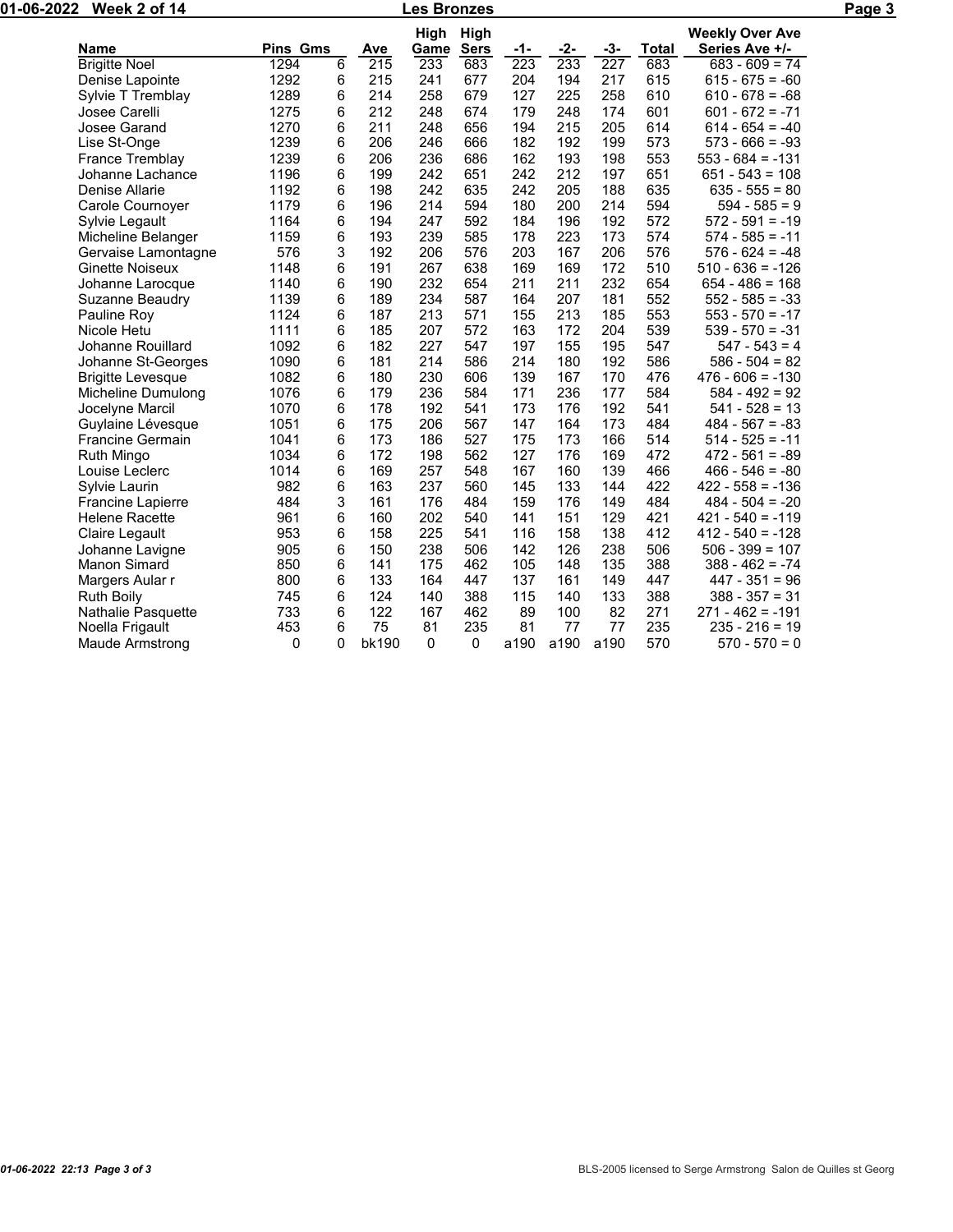| Name | Pins | Gms | Ave | High Game | High Sers | -1- | -2- | -3- | Total | Weekly Over Ave Series Ave +/- |
|---|---|---|---|---|---|---|---|---|---|---|
| Brigitte Noel | 1294 | 6 | 215 | 233 | 683 | 223 | 233 | 227 | 683 | 683 - 609 = 74 |
| Denise Lapointe | 1292 | 6 | 215 | 241 | 677 | 204 | 194 | 217 | 615 | 615 - 675 = -60 |
| Sylvie T Tremblay | 1289 | 6 | 214 | 258 | 679 | 127 | 225 | 258 | 610 | 610 - 678 = -68 |
| Josee Carelli | 1275 | 6 | 212 | 248 | 674 | 179 | 248 | 174 | 601 | 601 - 672 = -71 |
| Josee Garand | 1270 | 6 | 211 | 248 | 656 | 194 | 215 | 205 | 614 | 614 - 654 = -40 |
| Lise St-Onge | 1239 | 6 | 206 | 246 | 666 | 182 | 192 | 199 | 573 | 573 - 666 = -93 |
| France Tremblay | 1239 | 6 | 206 | 236 | 686 | 162 | 193 | 198 | 553 | 553 - 684 = -131 |
| Johanne Lachance | 1196 | 6 | 199 | 242 | 651 | 242 | 212 | 197 | 651 | 651 - 543 = 108 |
| Denise Allarie | 1192 | 6 | 198 | 242 | 635 | 242 | 205 | 188 | 635 | 635 - 555 = 80 |
| Carole Cournoyer | 1179 | 6 | 196 | 214 | 594 | 180 | 200 | 214 | 594 | 594 - 585 = 9 |
| Sylvie Legault | 1164 | 6 | 194 | 247 | 592 | 184 | 196 | 192 | 572 | 572 - 591 = -19 |
| Micheline Belanger | 1159 | 6 | 193 | 239 | 585 | 178 | 223 | 173 | 574 | 574 - 585 = -11 |
| Gervaise Lamontagne | 576 | 3 | 192 | 206 | 576 | 203 | 167 | 206 | 576 | 576 - 624 = -48 |
| Ginette Noiseux | 1148 | 6 | 191 | 267 | 638 | 169 | 169 | 172 | 510 | 510 - 636 = -126 |
| Johanne Larocque | 1140 | 6 | 190 | 232 | 654 | 211 | 211 | 232 | 654 | 654 - 486 = 168 |
| Suzanne Beaudry | 1139 | 6 | 189 | 234 | 587 | 164 | 207 | 181 | 552 | 552 - 585 = -33 |
| Pauline Roy | 1124 | 6 | 187 | 213 | 571 | 155 | 213 | 185 | 553 | 553 - 570 = -17 |
| Nicole Hetu | 1111 | 6 | 185 | 207 | 572 | 163 | 172 | 204 | 539 | 539 - 570 = -31 |
| Johanne Rouillard | 1092 | 6 | 182 | 227 | 547 | 197 | 155 | 195 | 547 | 547 - 543 = 4 |
| Johanne St-Georges | 1090 | 6 | 181 | 214 | 586 | 214 | 180 | 192 | 586 | 586 - 504 = 82 |
| Brigitte Levesque | 1082 | 6 | 180 | 230 | 606 | 139 | 167 | 170 | 476 | 476 - 606 = -130 |
| Micheline Dumulong | 1076 | 6 | 179 | 236 | 584 | 171 | 236 | 177 | 584 | 584 - 492 = 92 |
| Jocelyne Marcil | 1070 | 6 | 178 | 192 | 541 | 173 | 176 | 192 | 541 | 541 - 528 = 13 |
| Guylaine Lévesque | 1051 | 6 | 175 | 206 | 567 | 147 | 164 | 173 | 484 | 484 - 567 = -83 |
| Francine Germain | 1041 | 6 | 173 | 186 | 527 | 175 | 173 | 166 | 514 | 514 - 525 = -11 |
| Ruth Mingo | 1034 | 6 | 172 | 198 | 562 | 127 | 176 | 169 | 472 | 472 - 561 = -89 |
| Louise Leclerc | 1014 | 6 | 169 | 257 | 548 | 167 | 160 | 139 | 466 | 466 - 546 = -80 |
| Sylvie Laurin | 982 | 6 | 163 | 237 | 560 | 145 | 133 | 144 | 422 | 422 - 558 = -136 |
| Francine Lapierre | 484 | 3 | 161 | 176 | 484 | 159 | 176 | 149 | 484 | 484 - 504 = -20 |
| Helene Racette | 961 | 6 | 160 | 202 | 540 | 141 | 151 | 129 | 421 | 421 - 540 = -119 |
| Claire Legault | 953 | 6 | 158 | 225 | 541 | 116 | 158 | 138 | 412 | 412 - 540 = -128 |
| Johanne Lavigne | 905 | 6 | 150 | 238 | 506 | 142 | 126 | 238 | 506 | 506 - 399 = 107 |
| Manon Simard | 850 | 6 | 141 | 175 | 462 | 105 | 148 | 135 | 388 | 388 - 462 = -74 |
| Margers Aular r | 800 | 6 | 133 | 164 | 447 | 137 | 161 | 149 | 447 | 447 - 351 = 96 |
| Ruth Boily | 745 | 6 | 124 | 140 | 388 | 115 | 140 | 133 | 388 | 388 - 357 = 31 |
| Nathalie Pasquette | 733 | 6 | 122 | 167 | 462 | 89 | 100 | 82 | 271 | 271 - 462 = -191 |
| Noella Frigault | 453 | 6 | 75 | 81 | 235 | 81 | 77 | 77 | 235 | 235 - 216 = 19 |
| Maude Armstrong | 0 | 0 | bk190 | 0 | 0 | a190 | a190 | a190 | 570 | 570 - 570 = 0 |